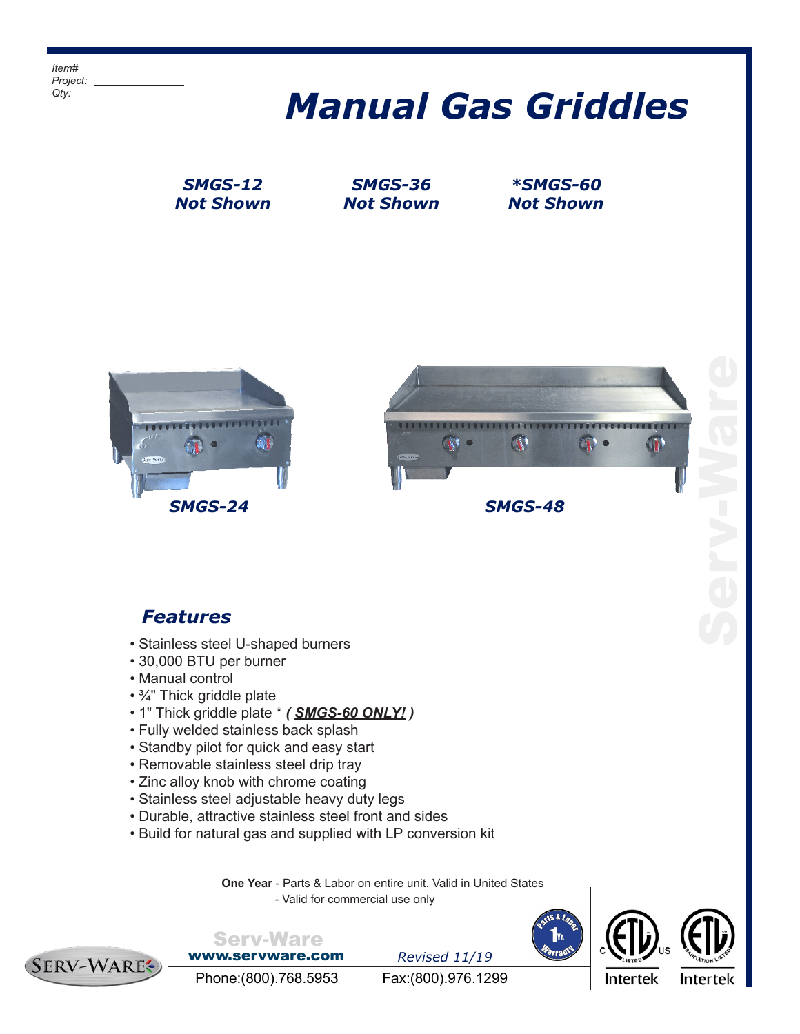Item#
Project: ______________
Qty: ______________

# Manual Gas Griddles

***SMGS-12***
***Not Shown***

***SMGS-36***
***Not Shown***

***\*SMGS-60***
***Not Shown***

***SMGS-24***

***SMGS-48***

## *Features*

- Stainless steel U-shaped burners
- 30,000 BTU per burner
- Manual control
- ¾" Thick griddle plate
- 1" Thick griddle plate * ***( SMGS-60 ONLY! )***
- Fully welded stainless back splash
- Standby pilot for quick and easy start
- Removable stainless steel drip tray
- Zinc alloy knob with chrome coating
- Stainless steel adjustable heavy duty legs
- Durable, attractive stainless steel front and sides
- Build for natural gas and supplied with LP conversion kit

**One Year** - Parts & Labor on entire unit. Valid in United States
- Valid for commercial use only

Serv-Ware
**www.servware.com**

*Revised 11/19*

Phone:(800).768.5953    Fax:(800).976.1299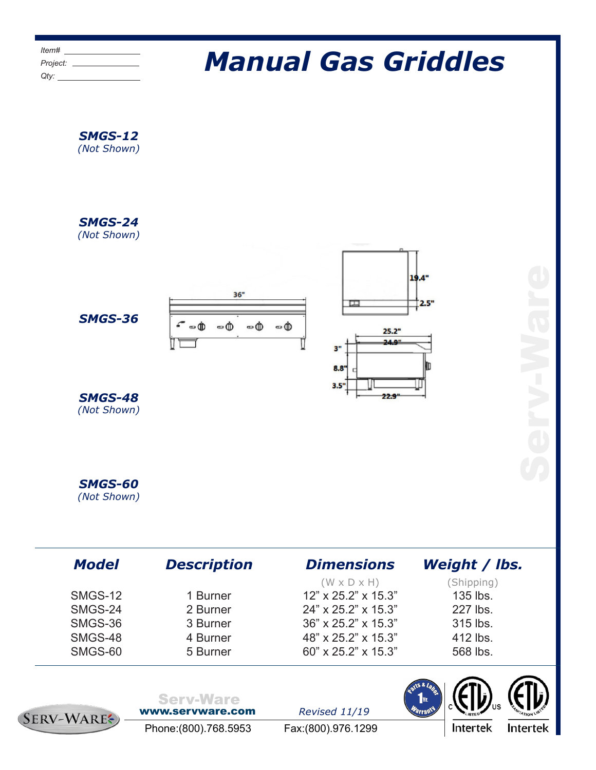Item# ____________
Project: ____________
Qty: ____________

# Manual Gas Griddles

**SMGS-12**
*(Not Shown)*

**SMGS-24**
*(Not Shown)*

**SMGS-36**

36"

19.4"
2.5"
25.2"
24.9"
3"
8.8"
3.5"
22.9"

**SMGS-48**
*(Not Shown)*

**SMGS-60**
*(Not Shown)*

Serv-Ware

| Model | Description | Dimensions (W x D x H) | Weight / lbs. (Shipping) |
|---|---|---|---|
| SMGS-12 | 1 Burner | 12" x 25.2" x 15.3" | 135 lbs. |
| SMGS-24 | 2 Burner | 24" x 25.2" x 15.3" | 227 lbs. |
| SMGS-36 | 3 Burner | 36" x 25.2" x 15.3" | 315 lbs. |
| SMGS-48 | 4 Burner | 48" x 25.2" x 15.3" | 412 lbs. |
| SMGS-60 | 5 Burner | 60" x 25.2" x 15.3" | 568 lbs. |

Serv-Ware
www.servware.com

*Revised 11/19*

Parts & Labor 1 Yr. Warranty

Phone:(800).768.5953 Fax:(800).976.1299

Intertek Intertek